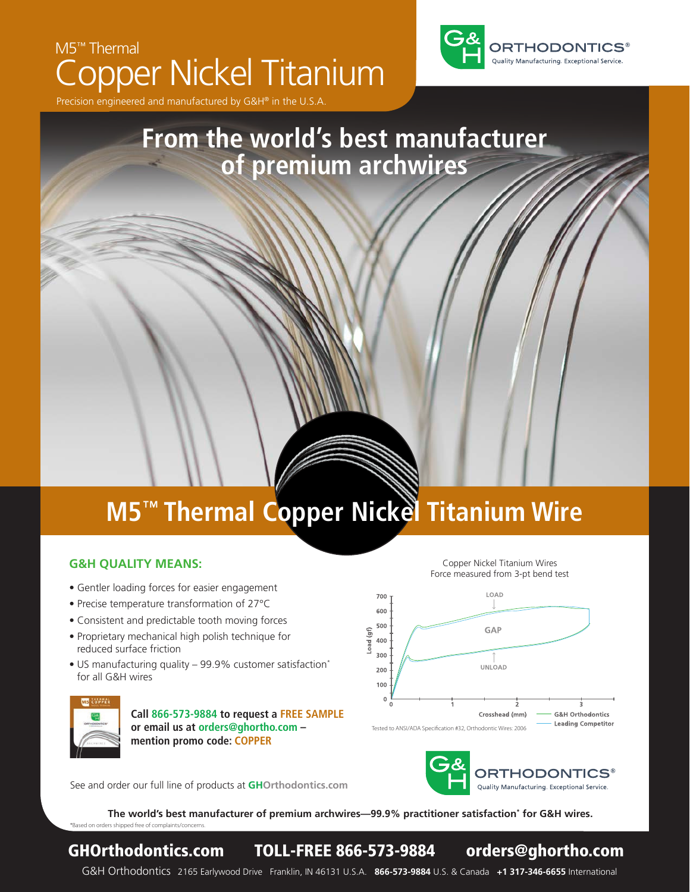M5™ Thermal

# Copper Nickel Titanium

Precision engineered and manufactured by G&H® in the U.S.A.

G&H ORTHODONTICS®
Quality Manufacturing. Exceptional Service.

## From the world's best manufacturer of premium archwires

## M5™ Thermal Copper Nickel Titanium Wire

### G&H QUALITY MEANS:

- Gentler loading forces for easier engagement
- Precise temperature transformation of 27°C
- Consistent and predictable tooth moving forces
- Proprietary mechanical high polish technique for reduced surface friction
- US manufacturing quality – 99.9% customer satisfaction* for all G&H wires

Copper Nickel Titanium Wires
Force measured from 3-pt bend test

LOAD
GAP
UNLOAD

Load (gf): 0, 100, 200, 300, 400, 500, 600, 700
Crosshead (mm): 0, 1, 2, 3

G&H Orthodontics
Leading Competitor

Tested to ANSI/ADA Specification #32, Orthodontic Wires: 2006

**Call 866-573-9884 to request a FREE SAMPLE or email us at orders@ghortho.com – mention promo code: COPPER**

See and order our full line of products at **GHOrthodontics.com**

G&H ORTHODONTICS®
Quality Manufacturing. Exceptional Service.

**The world's best manufacturer of premium archwires—99.9% practitioner satisfaction* for G&H wires.**

*Based on orders shipped free of complaints/concerns.

**GHOrthodontics.com** **TOLL-FREE 866-573-9884** **orders@ghortho.com**

G&H Orthodontics 2165 Earlywood Drive Franklin, IN 46131 U.S.A. **866-573-9884** U.S. & Canada **+1 317-346-6655** International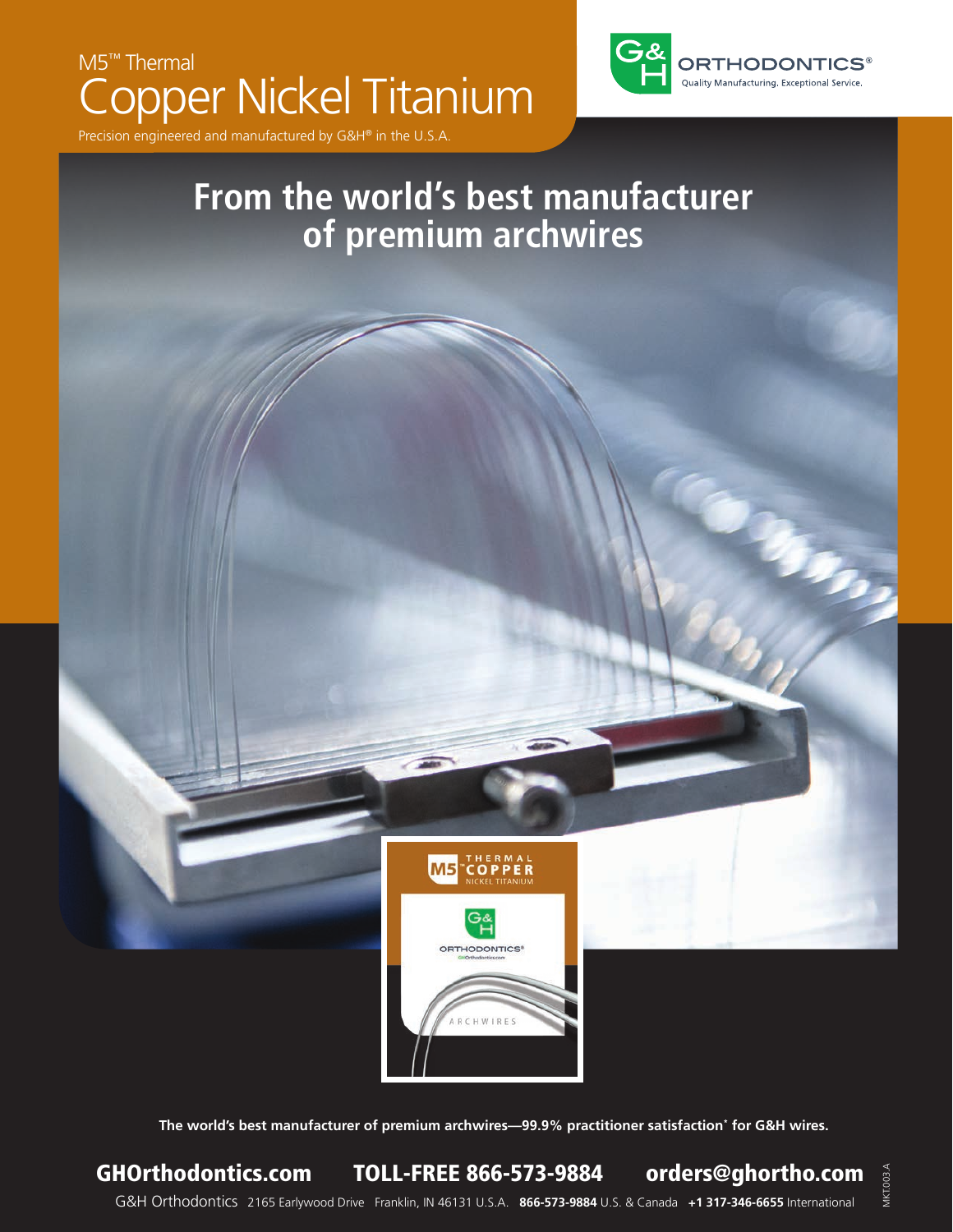M5™ Thermal

# Copper Nickel Titanium

Precision engineered and manufactured by G&H® in the U.S.A.

G&H ORTHODONTICS®
Quality Manufacturing. Exceptional Service.

## From the world's best manufacturer of premium archwires

**The world's best manufacturer of premium archwires—99.9% practitioner satisfaction* for G&H wires.**

**GHOrthodontics.com** **TOLL-FREE 866-573-9884** **orders@ghortho.com**

G&H Orthodontics 2165 Earlywood Drive Franklin, IN 46131 U.S.A. **866-573-9884** U.S. & Canada **+1 317-346-6655** International

MKT.003.A